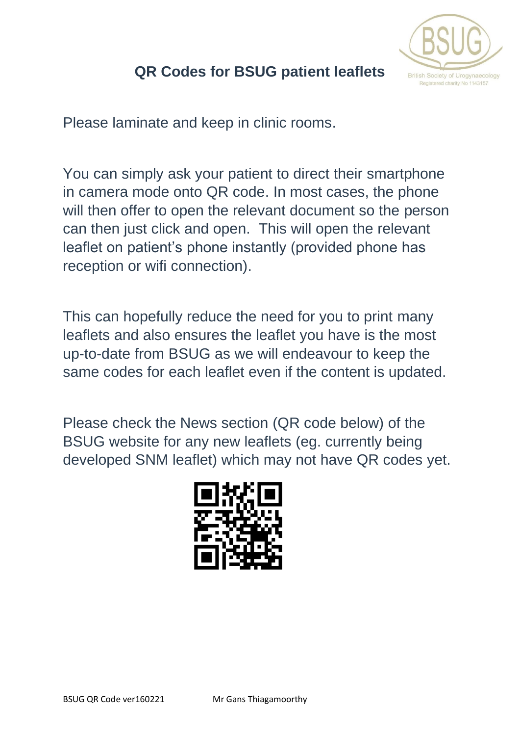# QR Codes for BSUG patient leaflets

Please laminate and keep in clinic rooms.

You can simply ask your patient to direct their smartphone in camera mode onto QR code. In most cases, the phone will then offer to open the relevant document so the person can then just click and open. This will open the relevant leaflet on patient's phone instantly (provided phone has reception or wifi connection).

This can hopefully reduce the need for you to print many leaflets and also ensures the leaflet you have is the most up-to-date from BSUG as we will endeavour to keep the same codes for each leaflet even if the content is updated.

Please check the News section (QR code below) of the BSUG website for any new leaflets (eg. currently being developed SNM leaflet) which may not have QR codes yet.

BSUG QR Code ver160221 Mr Gans Thiagamoorthy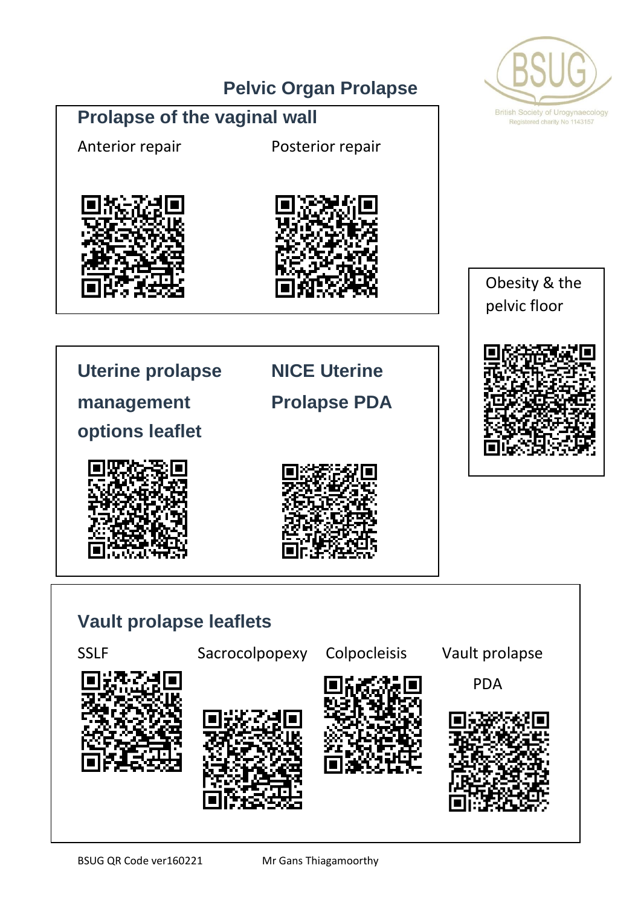# Pelvic Organ Prolapse

British Society of Urogynaecology
Registered charity No 1143157

## Prolapse of the vaginal wall

Anterior repair

Posterior repair

Obesity & the pelvic floor

## Uterine prolapse management options leaflet

## NICE Uterine Prolapse PDA

## Vault prolapse leaflets

SSLF

Sacrocolpopexy

Colpocleisis

Vault prolapse PDA

BSUG QR Code ver160221

Mr Gans Thiagamoorthy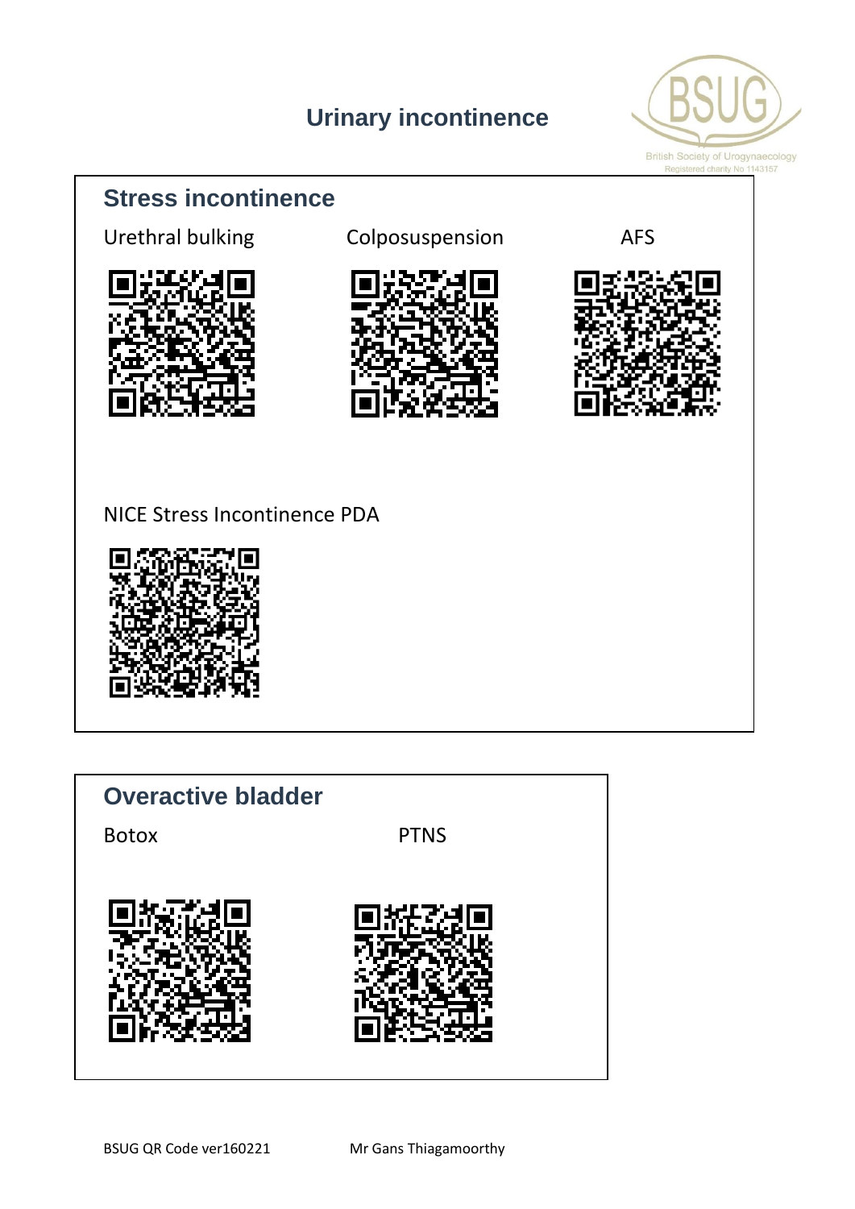# Urinary incontinence

## Stress incontinence

Urethral bulking

Colposuspension

AFS

NICE Stress Incontinence PDA

## Overactive bladder

Botox

PTNS

BSUG QR Code ver160221 Mr Gans Thiagamoorthy